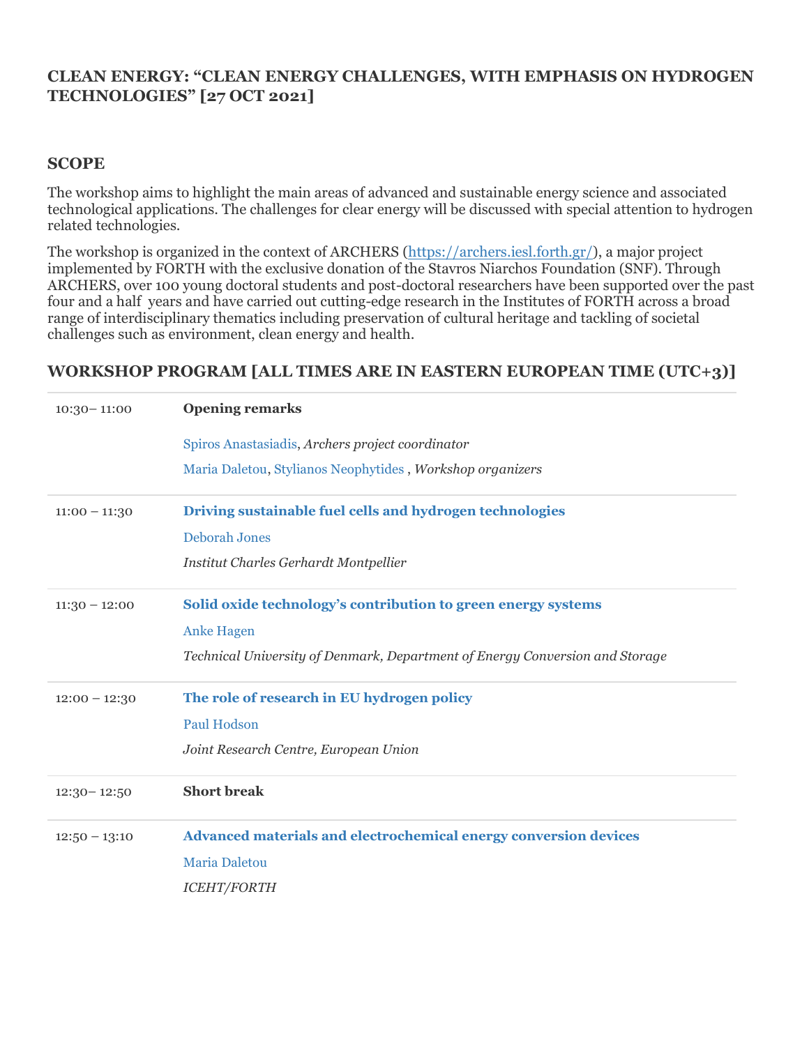# CLEAN ENERGY: "CLEAN ENERGY CHALLENGES, WITH EMPHASIS ON HYDROGEN TECHNOLOGIES" [27 OCT 2021]

## SCOPE

The workshop aims to highlight the main areas of advanced and sustainable energy science and associated technological applications. The challenges for clear energy will be discussed with special attention to hydrogen related technologies.

The workshop is organized in the context of ARCHERS (https://archers.iesl.forth.gr/), a major project implemented by FORTH with the exclusive donation of the Stavros Niarchos Foundation (SNF). Through ARCHERS, over 100 young doctoral students and post-doctoral researchers have been supported over the past four and a half years and have carried out cutting-edge research in the Institutes of FORTH across a broad range of interdisciplinary thematics including preservation of cultural heritage and tackling of societal challenges such as environment, clean energy and health.

## WORKSHOP PROGRAM [ALL TIMES ARE IN EASTERN EUROPEAN TIME (UTC+3)]

| | |
|---|---|
| 10:30– 11:00 | **Opening remarks**<br>Spiros Anastasiadis, *Archers project coordinator*<br>Maria Daletou, Stylianos Neophytides , *Workshop organizers* |
| 11:00 – 11:30 | **Driving sustainable fuel cells and hydrogen technologies**<br>Deborah Jones<br>*Institut Charles Gerhardt Montpellier* |
| 11:30 – 12:00 | **Solid oxide technology's contribution to green energy systems**<br>Anke Hagen<br>*Technical University of Denmark, Department of Energy Conversion and Storage* |
| 12:00 – 12:30 | **The role of research in EU hydrogen policy**<br>Paul Hodson<br>*Joint Research Centre, European Union* |
| 12:30– 12:50 | **Short break** |
| 12:50 – 13:10 | **Advanced materials and electrochemical energy conversion devices**<br>Maria Daletou<br>*ICEHT/FORTH* |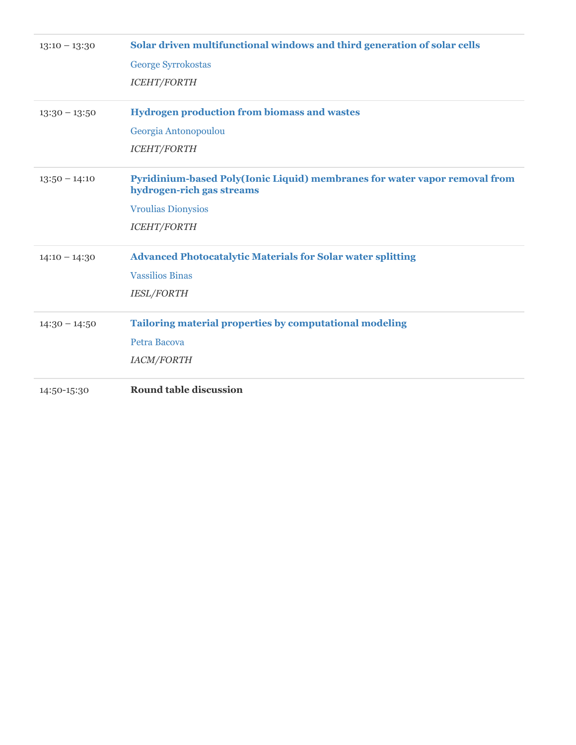| | |
|---|---|
| 13:10 – 13:30 | **Solar driven multifunctional windows and third generation of solar cells**<br>George Syrrokostas<br>*ICEHT/FORTH* |
| 13:30 – 13:50 | **Hydrogen production from biomass and wastes**<br>Georgia Antonopoulou<br>*ICEHT/FORTH* |
| 13:50 – 14:10 | **Pyridinium-based Poly(Ionic Liquid) membranes for water vapor removal from hydrogen-rich gas streams**<br>Vroulias Dionysios<br>*ICEHT/FORTH* |
| 14:10 – 14:30 | **Advanced Photocatalytic Materials for Solar water splitting**<br>Vassilios Binas<br>*IESL/FORTH* |
| 14:30 – 14:50 | **Tailoring material properties by computational modeling**<br>Petra Bacova<br>*IACM/FORTH* |
| 14:50-15:30 | **Round table discussion** |